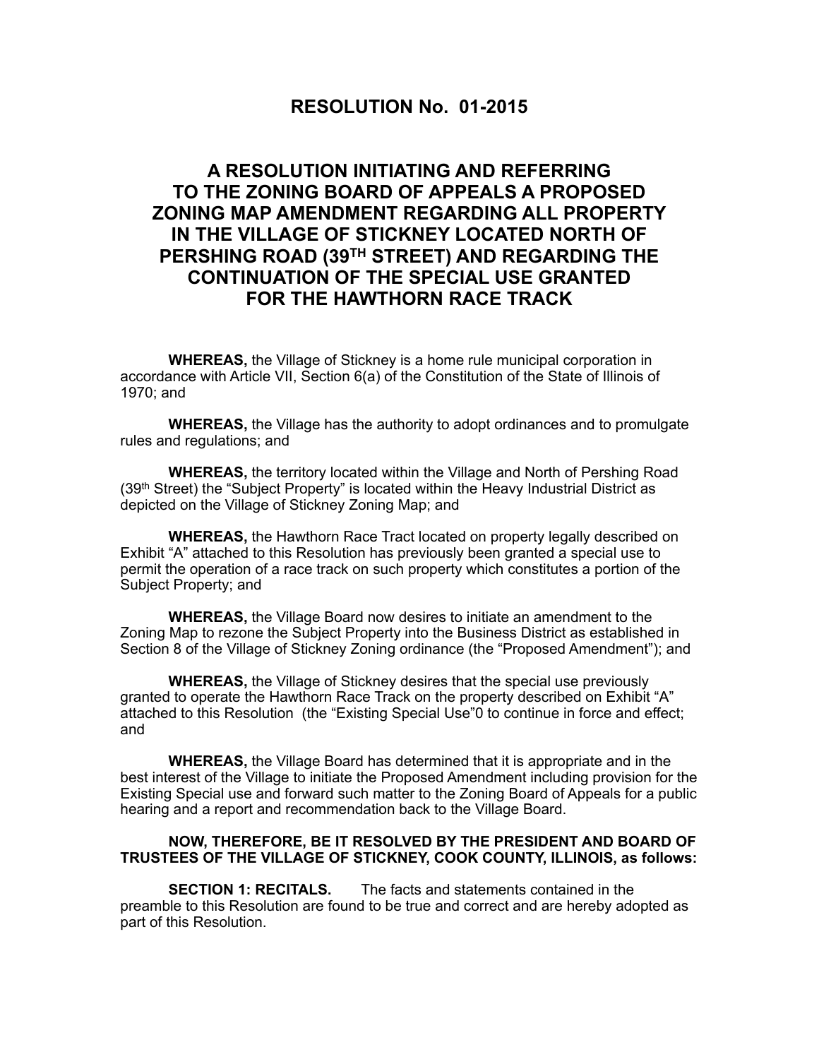# RESOLUTION No. 01-2015

## A RESOLUTION INITIATING AND REFERRING TO THE ZONING BOARD OF APPEALS A PROPOSED ZONING MAP AMENDMENT REGARDING ALL PROPERTY IN THE VILLAGE OF STICKNEY LOCATED NORTH OF PERSHING ROAD (39TH STREET) AND REGARDING THE CONTINUATION OF THE SPECIAL USE GRANTED FOR THE HAWTHORN RACE TRACK

**WHEREAS,** the Village of Stickney is a home rule municipal corporation in accordance with Article VII, Section 6(a) of the Constitution of the State of Illinois of 1970; and

**WHEREAS,** the Village has the authority to adopt ordinances and to promulgate rules and regulations; and

**WHEREAS,** the territory located within the Village and North of Pershing Road (39th Street) the "Subject Property" is located within the Heavy Industrial District as depicted on the Village of Stickney Zoning Map; and

**WHEREAS,** the Hawthorn Race Tract located on property legally described on Exhibit "A" attached to this Resolution has previously been granted a special use to permit the operation of a race track on such property which constitutes a portion of the Subject Property; and

**WHEREAS,** the Village Board now desires to initiate an amendment to the Zoning Map to rezone the Subject Property into the Business District as established in Section 8 of the Village of Stickney Zoning ordinance (the "Proposed Amendment"); and

**WHEREAS,** the Village of Stickney desires that the special use previously granted to operate the Hawthorn Race Track on the property described on Exhibit "A" attached to this Resolution (the "Existing Special Use"0 to continue in force and effect; and

**WHEREAS,** the Village Board has determined that it is appropriate and in the best interest of the Village to initiate the Proposed Amendment including provision for the Existing Special use and forward such matter to the Zoning Board of Appeals for a public hearing and a report and recommendation back to the Village Board.

**NOW, THEREFORE, BE IT RESOLVED BY THE PRESIDENT AND BOARD OF TRUSTEES OF THE VILLAGE OF STICKNEY, COOK COUNTY, ILLINOIS, as follows:**

**SECTION 1: RECITALS.** The facts and statements contained in the preamble to this Resolution are found to be true and correct and are hereby adopted as part of this Resolution.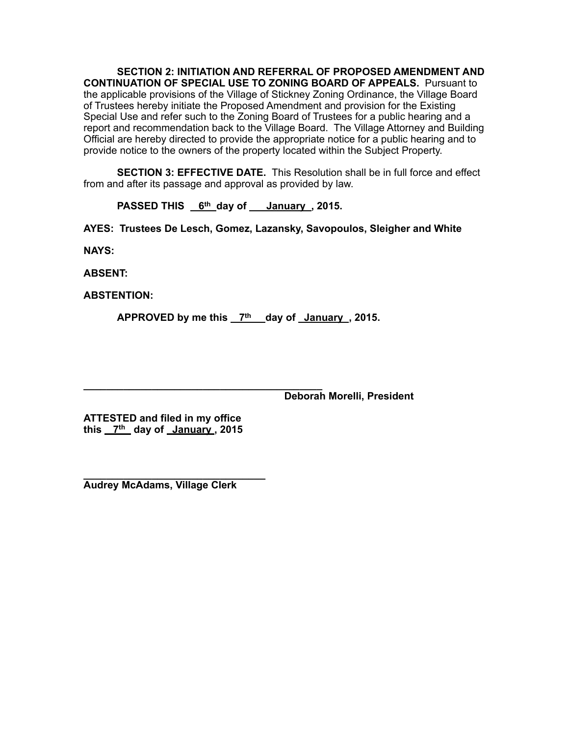**SECTION 2: INITIATION AND REFERRAL OF PROPOSED AMENDMENT AND CONTINUATION OF SPECIAL USE TO ZONING BOARD OF APPEALS.** Pursuant to the applicable provisions of the Village of Stickney Zoning Ordinance, the Village Board of Trustees hereby initiate the Proposed Amendment and provision for the Existing Special Use and refer such to the Zoning Board of Trustees for a public hearing and a report and recommendation back to the Village Board. The Village Attorney and Building Official are hereby directed to provide the appropriate notice for a public hearing and to provide notice to the owners of the property located within the Subject Property.

**SECTION 3: EFFECTIVE DATE.** This Resolution shall be in full force and effect from and after its passage and approval as provided by law.

**PASSED THIS 6th day of January , 2015.**

**AYES: Trustees De Lesch, Gomez, Lazansky, Savopoulos, Sleigher and White**

**NAYS:**

**ABSENT:**

**ABSTENTION:**

**APPROVED by me this 7th day of January , 2015.**

\_\_\_\_\_\_\_\_\_\_\_\_\_\_\_\_\_\_\_\_\_\_\_\_\_\_\_\_\_\_\_\_\_\_\_\_\_\_\_\_\_\_

**Deborah Morelli, President**

**ATTESTED and filed in my office this 7th day of January , 2015**

\_\_\_\_\_\_\_\_\_\_\_\_\_\_\_\_\_\_\_\_\_\_\_\_\_\_\_\_\_\_\_\_

**Audrey McAdams, Village Clerk**